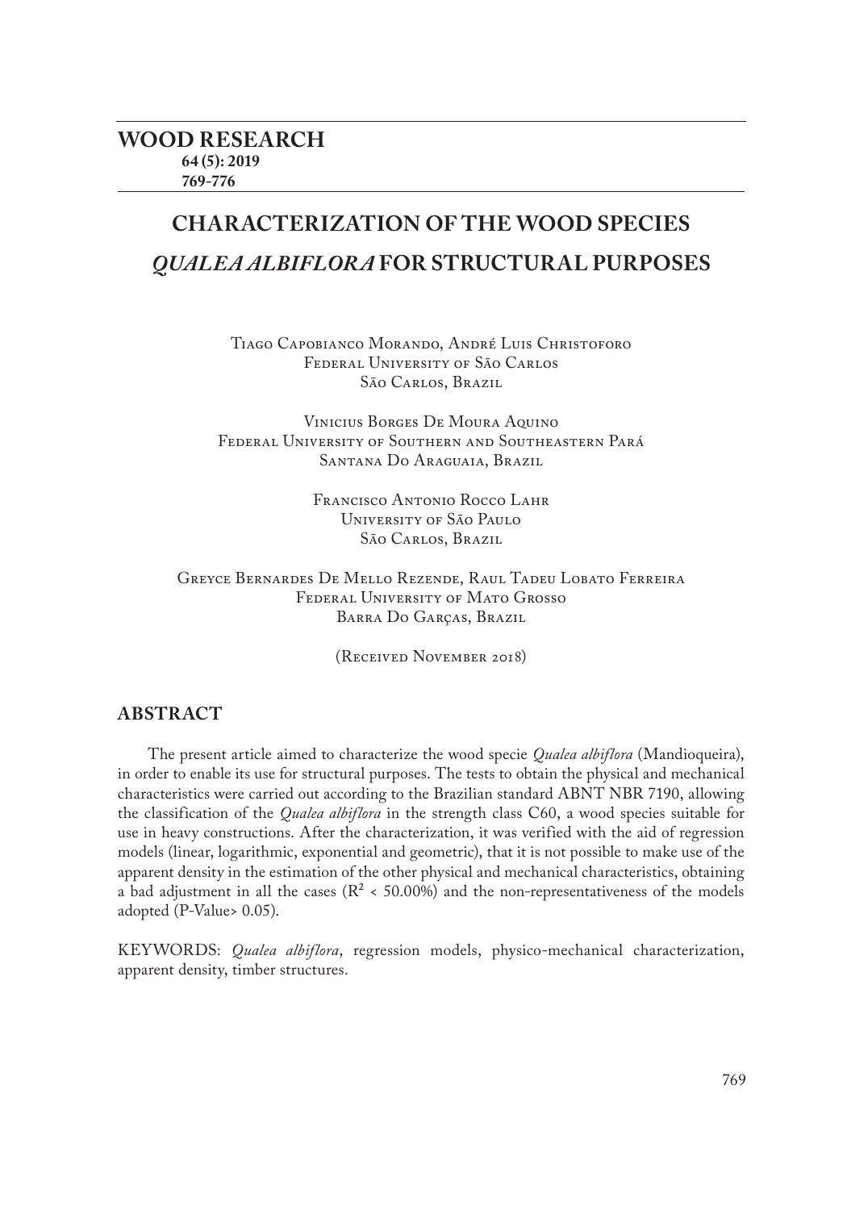# CHARACTERIZATION OF THE WOOD SPECIES *QUALEA ALBIFLORA* FOR STRUCTURAL PURPOSES

Tiago Capobianco Morando, André Luis Christoforo
Federal University of São Carlos
São Carlos, Brazil

Vinicius Borges De Moura Aquino
Federal University of Southern and Southeastern Pará
Santana Do Araguaia, Brazil

Francisco Antonio Rocco Lahr
University of São Paulo
São Carlos, Brazil

Greyce Bernardes De Mello Rezende, Raul Tadeu Lobato Ferreira
Federal University of Mato Grosso
Barra Do Garças, Brazil

(Received November 2018)

## ABSTRACT

The present article aimed to characterize the wood specie *Qualea albiflora* (Mandioqueira), in order to enable its use for structural purposes. The tests to obtain the physical and mechanical characteristics were carried out according to the Brazilian standard ABNT NBR 7190, allowing the classification of the *Qualea albiflora* in the strength class C60, a wood species suitable for use in heavy constructions. After the characterization, it was verified with the aid of regression models (linear, logarithmic, exponential and geometric), that it is not possible to make use of the apparent density in the estimation of the other physical and mechanical characteristics, obtaining a bad adjustment in all the cases ($R^2$ < 50.00%) and the non-representativeness of the models adopted (P-Value> 0.05).

KEYWORDS: *Qualea albiflora*, regression models, physico-mechanical characterization, apparent density, timber structures.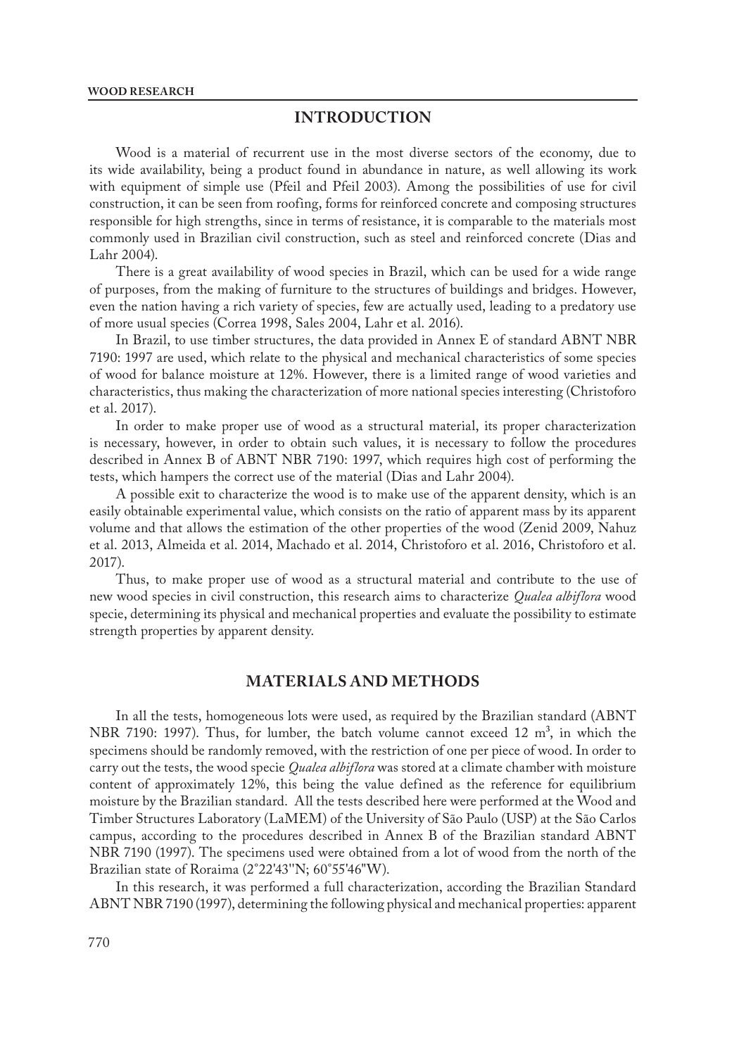## INTRODUCTION

Wood is a material of recurrent use in the most diverse sectors of the economy, due to its wide availability, being a product found in abundance in nature, as well allowing its work with equipment of simple use (Pfeil and Pfeil 2003). Among the possibilities of use for civil construction, it can be seen from roofing, forms for reinforced concrete and composing structures responsible for high strengths, since in terms of resistance, it is comparable to the materials most commonly used in Brazilian civil construction, such as steel and reinforced concrete (Dias and Lahr 2004).

There is a great availability of wood species in Brazil, which can be used for a wide range of purposes, from the making of furniture to the structures of buildings and bridges. However, even the nation having a rich variety of species, few are actually used, leading to a predatory use of more usual species (Correa 1998, Sales 2004, Lahr et al. 2016).

In Brazil, to use timber structures, the data provided in Annex E of standard ABNT NBR 7190: 1997 are used, which relate to the physical and mechanical characteristics of some species of wood for balance moisture at 12%. However, there is a limited range of wood varieties and characteristics, thus making the characterization of more national species interesting (Christoforo et al. 2017).

In order to make proper use of wood as a structural material, its proper characterization is necessary, however, in order to obtain such values, it is necessary to follow the procedures described in Annex B of ABNT NBR 7190: 1997, which requires high cost of performing the tests, which hampers the correct use of the material (Dias and Lahr 2004).

A possible exit to characterize the wood is to make use of the apparent density, which is an easily obtainable experimental value, which consists on the ratio of apparent mass by its apparent volume and that allows the estimation of the other properties of the wood (Zenid 2009, Nahuz et al. 2013, Almeida et al. 2014, Machado et al. 2014, Christoforo et al. 2016, Christoforo et al. 2017).

Thus, to make proper use of wood as a structural material and contribute to the use of new wood species in civil construction, this research aims to characterize *Qualea albiflora* wood specie, determining its physical and mechanical properties and evaluate the possibility to estimate strength properties by apparent density.

## MATERIALS AND METHODS

In all the tests, homogeneous lots were used, as required by the Brazilian standard (ABNT NBR 7190: 1997). Thus, for lumber, the batch volume cannot exceed 12 m$^3$, in which the specimens should be randomly removed, with the restriction of one per piece of wood. In order to carry out the tests, the wood specie *Qualea albiflora* was stored at a climate chamber with moisture content of approximately 12%, this being the value defined as the reference for equilibrium moisture by the Brazilian standard. All the tests described here were performed at the Wood and Timber Structures Laboratory (LaMEM) of the University of São Paulo (USP) at the São Carlos campus, according to the procedures described in Annex B of the Brazilian standard ABNT NBR 7190 (1997). The specimens used were obtained from a lot of wood from the north of the Brazilian state of Roraima (2°22'43''N; 60°55'46''W).

In this research, it was performed a full characterization, according the Brazilian Standard ABNT NBR 7190 (1997), determining the following physical and mechanical properties: apparent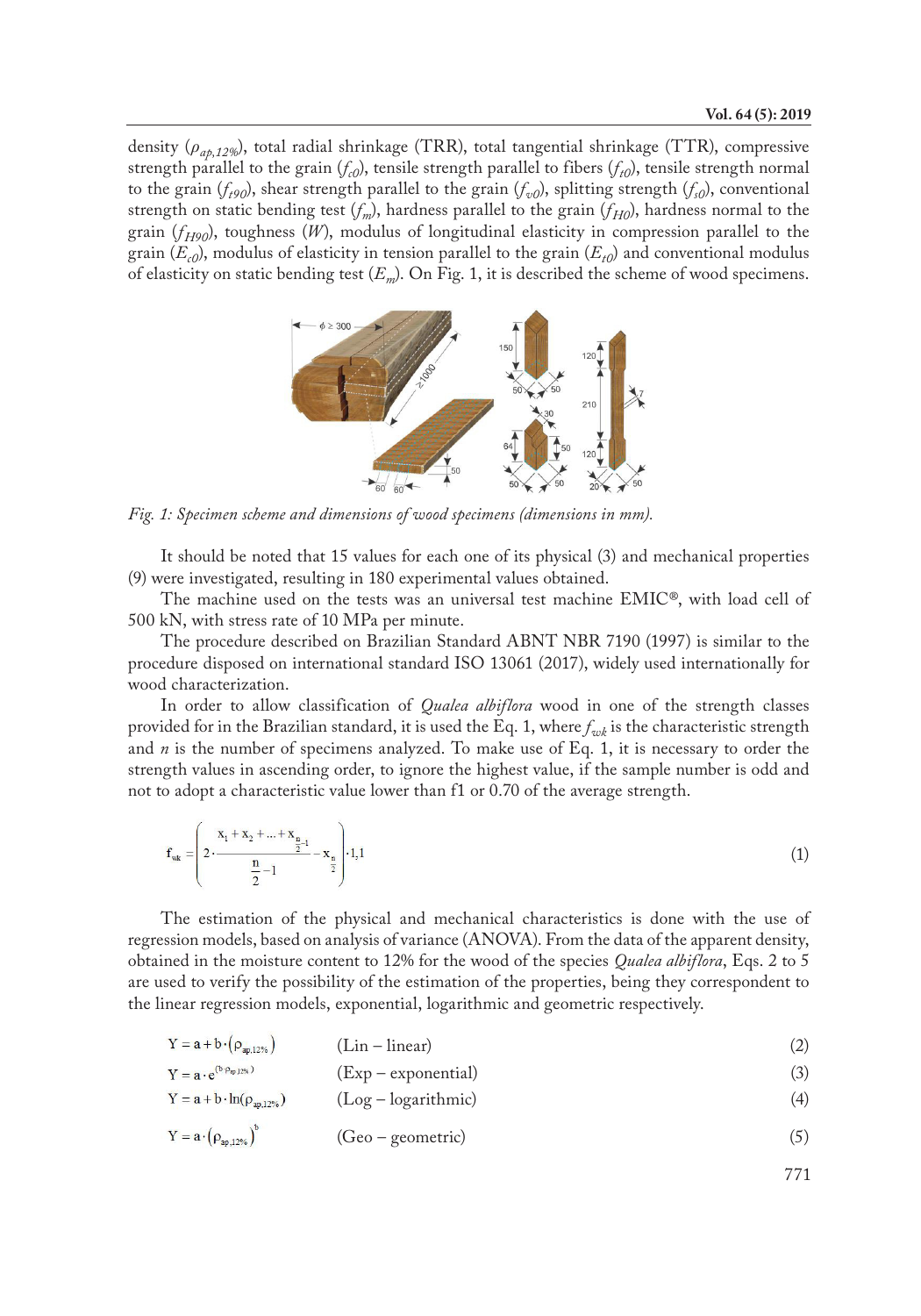density ($\rho_{ap,12\%}$), total radial shrinkage (TRR), total tangential shrinkage (TTR), compressive strength parallel to the grain ($f_{c0}$), tensile strength parallel to fibers ($f_{t0}$), tensile strength normal to the grain ($f_{t90}$), shear strength parallel to the grain ($f_{v0}$), splitting strength ($f_{s0}$), conventional strength on static bending test ($f_m$), hardness parallel to the grain ($f_{H0}$), hardness normal to the grain ($f_{H90}$), toughness ($W$), modulus of longitudinal elasticity in compression parallel to the grain ($E_{c0}$), modulus of elasticity in tension parallel to the grain ($E_{t0}$) and conventional modulus of elasticity on static bending test ($E_m$). On Fig. 1, it is described the scheme of wood specimens.

*Fig. 1: Specimen scheme and dimensions of wood specimens (dimensions in mm).*

It should be noted that 15 values for each one of its physical (3) and mechanical properties (9) were investigated, resulting in 180 experimental values obtained.

The machine used on the tests was an universal test machine EMIC®, with load cell of 500 kN, with stress rate of 10 MPa per minute.

The procedure described on Brazilian Standard ABNT NBR 7190 (1997) is similar to the procedure disposed on international standard ISO 13061 (2017), widely used internationally for wood characterization.

In order to allow classification of *Qualea albiflora* wood in one of the strength classes provided for in the Brazilian standard, it is used the Eq. 1, where $f_{wk}$ is the characteristic strength and $n$ is the number of specimens analyzed. To make use of Eq. 1, it is necessary to order the strength values in ascending order, to ignore the highest value, if the sample number is odd and not to adopt a characteristic value lower than f1 or 0.70 of the average strength.

$$f_{wk} = \left( 2 \cdot \frac{x_1 + x_2 + ... + x_{\frac{n}{2}-1}}{\frac{n}{2} - 1} - x_{\frac{n}{2}} \right) \cdot 1{,}1 \tag{1}$$

The estimation of the physical and mechanical characteristics is done with the use of regression models, based on analysis of variance (ANOVA). From the data of the apparent density, obtained in the moisture content to 12% for the wood of the species *Qualea albiflora*, Eqs. 2 to 5 are used to verify the possibility of the estimation of the properties, being they correspondent to the linear regression models, exponential, logarithmic and geometric respectively.

$$Y = a + b \cdot (\rho_{ap,12\%}) \quad \text{(Lin – linear)} \tag{2}$$

$$Y = a \cdot e^{(b \cdot \rho_{ap,12\%})} \quad \text{(Exp – exponential)} \tag{3}$$

$$Y = a + b \cdot \ln(\rho_{ap,12\%}) \quad \text{(Log – logarithmic)} \tag{4}$$

$$Y = a \cdot (\rho_{ap,12\%})^{b} \quad \text{(Geo – geometric)} \tag{5}$$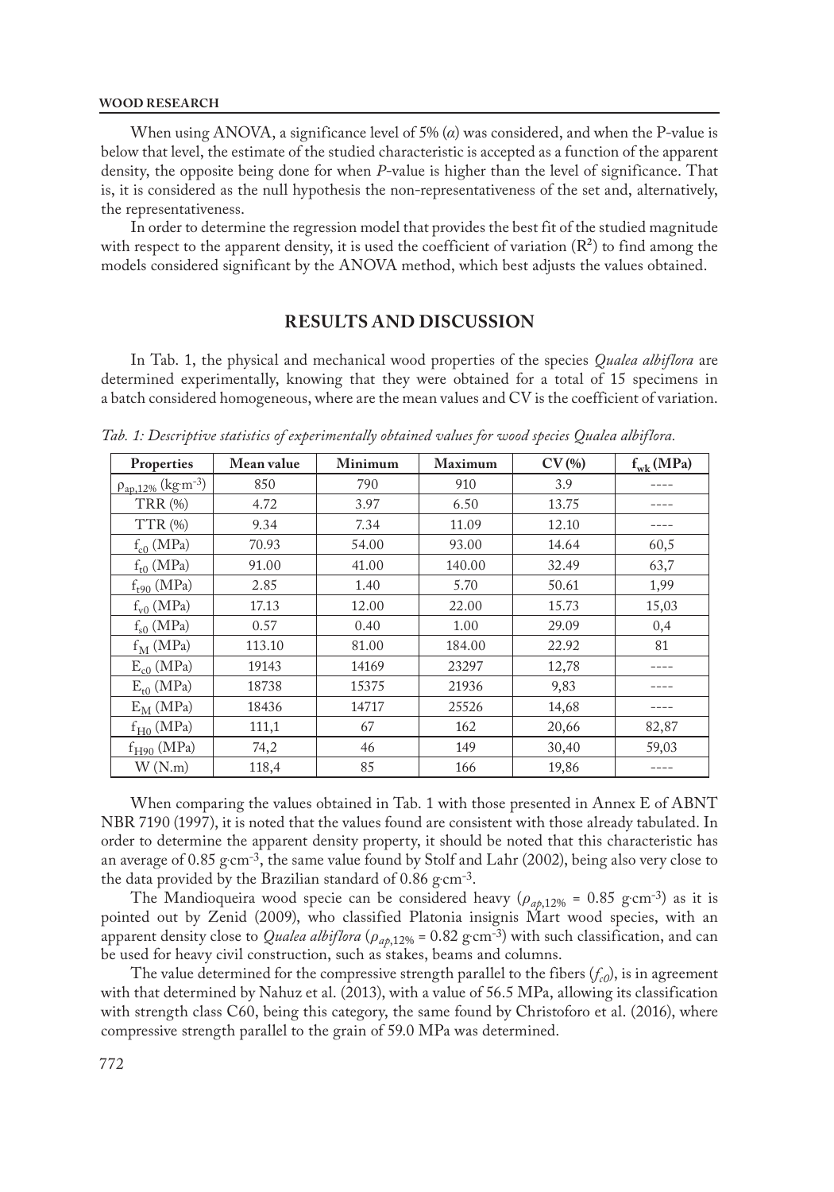When using ANOVA, a significance level of 5% ($\alpha$) was considered, and when the P-value is below that level, the estimate of the studied characteristic is accepted as a function of the apparent density, the opposite being done for when *P*-value is higher than the level of significance. That is, it is considered as the null hypothesis the non-representativeness of the set and, alternatively, the representativeness.

In order to determine the regression model that provides the best fit of the studied magnitude with respect to the apparent density, it is used the coefficient of variation ($R^2$) to find among the models considered significant by the ANOVA method, which best adjusts the values obtained.

## RESULTS AND DISCUSSION

In Tab. 1, the physical and mechanical wood properties of the species *Qualea albiflora* are determined experimentally, knowing that they were obtained for a total of 15 specimens in a batch considered homogeneous, where are the mean values and CV is the coefficient of variation.

*Tab. 1: Descriptive statistics of experimentally obtained values for wood species Qualea albiflora.*

| Properties | Mean value | Minimum | Maximum | CV (%) | $f_{wk}$ (MPa) |
|---|---|---|---|---|---|
| $\rho_{ap,12\%}$ (kg·m$^{-3}$) | 850 | 790 | 910 | 3.9 | ---- |
| TRR (%) | 4.72 | 3.97 | 6.50 | 13.75 | ---- |
| TTR (%) | 9.34 | 7.34 | 11.09 | 12.10 | ---- |
| $f_{c0}$ (MPa) | 70.93 | 54.00 | 93.00 | 14.64 | 60,5 |
| $f_{t0}$ (MPa) | 91.00 | 41.00 | 140.00 | 32.49 | 63,7 |
| $f_{t90}$ (MPa) | 2.85 | 1.40 | 5.70 | 50.61 | 1,99 |
| $f_{v0}$ (MPa) | 17.13 | 12.00 | 22.00 | 15.73 | 15,03 |
| $f_{s0}$ (MPa) | 0.57 | 0.40 | 1.00 | 29.09 | 0,4 |
| $f_M$ (MPa) | 113.10 | 81.00 | 184.00 | 22.92 | 81 |
| $E_{c0}$ (MPa) | 19143 | 14169 | 23297 | 12,78 | ---- |
| $E_{t0}$ (MPa) | 18738 | 15375 | 21936 | 9,83 | ---- |
| $E_M$ (MPa) | 18436 | 14717 | 25526 | 14,68 | ---- |
| $f_{H0}$ (MPa) | 111,1 | 67 | 162 | 20,66 | 82,87 |
| $f_{H90}$ (MPa) | 74,2 | 46 | 149 | 30,40 | 59,03 |
| W (N.m) | 118,4 | 85 | 166 | 19,86 | ---- |

When comparing the values obtained in Tab. 1 with those presented in Annex E of ABNT NBR 7190 (1997), it is noted that the values found are consistent with those already tabulated. In order to determine the apparent density property, it should be noted that this characteristic has an average of 0.85 g·cm$^{-3}$, the same value found by Stolf and Lahr (2002), being also very close to the data provided by the Brazilian standard of 0.86 g·cm$^{-3}$.

The Mandioqueira wood specie can be considered heavy ($\rho_{ap,12\%}$ = 0.85 g·cm$^{-3}$) as it is pointed out by Zenid (2009), who classified Platonia insignis Mart wood species, with an apparent density close to *Qualea albiflora* ($\rho_{ap,12\%}$ = 0.82 g·cm$^{-3}$) with such classification, and can be used for heavy civil construction, such as stakes, beams and columns.

The value determined for the compressive strength parallel to the fibers ($f_{c0}$), is in agreement with that determined by Nahuz et al. (2013), with a value of 56.5 MPa, allowing its classification with strength class C60, being this category, the same found by Christoforo et al. (2016), where compressive strength parallel to the grain of 59.0 MPa was determined.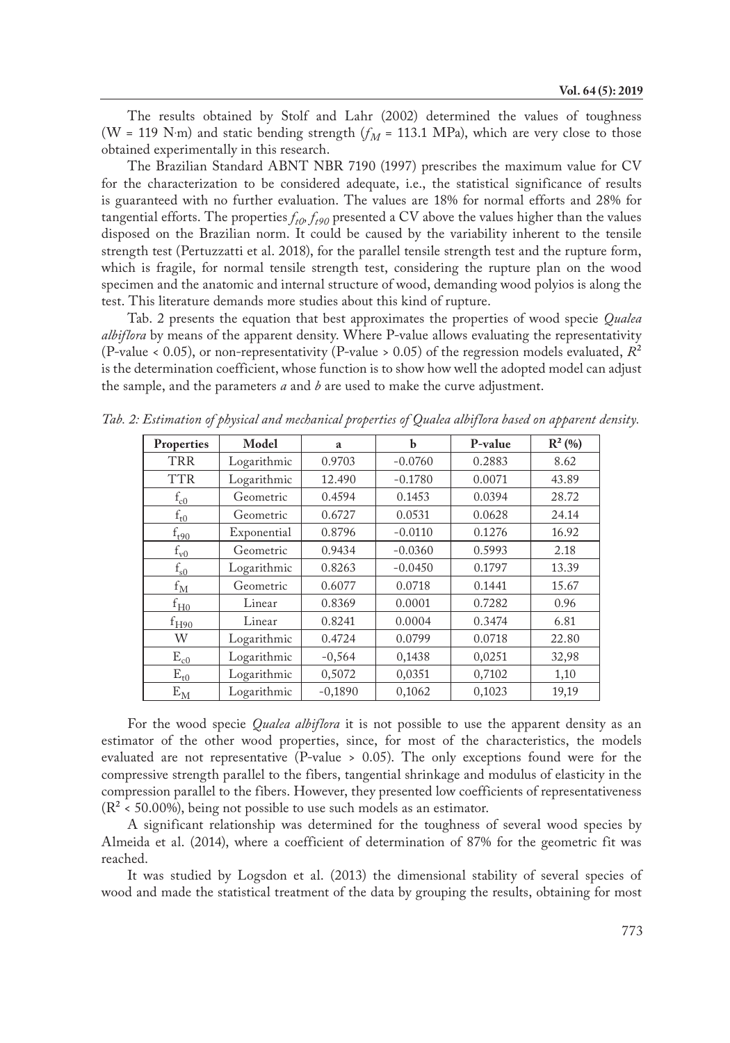The results obtained by Stolf and Lahr (2002) determined the values of toughness (W = 119 N·m) and static bending strength ($f_M$ = 113.1 MPa), which are very close to those obtained experimentally in this research.

The Brazilian Standard ABNT NBR 7190 (1997) prescribes the maximum value for CV for the characterization to be considered adequate, i.e., the statistical significance of results is guaranteed with no further evaluation. The values are 18% for normal efforts and 28% for tangential efforts. The properties $f_{t0}$, $f_{t90}$ presented a CV above the values higher than the values disposed on the Brazilian norm. It could be caused by the variability inherent to the tensile strength test (Pertuzzatti et al. 2018), for the parallel tensile strength test and the rupture form, which is fragile, for normal tensile strength test, considering the rupture plan on the wood specimen and the anatomic and internal structure of wood, demanding wood polyios is along the test. This literature demands more studies about this kind of rupture.

Tab. 2 presents the equation that best approximates the properties of wood specie *Qualea albiflora* by means of the apparent density. Where P-value allows evaluating the representativity (P-value < 0.05), or non-representativity (P-value > 0.05) of the regression models evaluated, $R^2$ is the determination coefficient, whose function is to show how well the adopted model can adjust the sample, and the parameters *a* and *b* are used to make the curve adjustment.

*Tab. 2: Estimation of physical and mechanical properties of Qualea albiflora based on apparent density.*

| Properties | Model | a | b | P-value | $R^2$ (%) |
|---|---|---|---|---|---|
| TRR | Logarithmic | 0.9703 | -0.0760 | 0.2883 | 8.62 |
| TTR | Logarithmic | 12.490 | -0.1780 | 0.0071 | 43.89 |
| $f_{c0}$ | Geometric | 0.4594 | 0.1453 | 0.0394 | 28.72 |
| $f_{t0}$ | Geometric | 0.6727 | 0.0531 | 0.0628 | 24.14 |
| $f_{t90}$ | Exponential | 0.8796 | -0.0110 | 0.1276 | 16.92 |
| $f_{v0}$ | Geometric | 0.9434 | -0.0360 | 0.5993 | 2.18 |
| $f_{s0}$ | Logarithmic | 0.8263 | -0.0450 | 0.1797 | 13.39 |
| $f_M$ | Geometric | 0.6077 | 0.0718 | 0.1441 | 15.67 |
| $f_{H0}$ | Linear | 0.8369 | 0.0001 | 0.7282 | 0.96 |
| $f_{H90}$ | Linear | 0.8241 | 0.0004 | 0.3474 | 6.81 |
| W | Logarithmic | 0.4724 | 0.0799 | 0.0718 | 22.80 |
| $E_{c0}$ | Logarithmic | -0,564 | 0,1438 | 0,0251 | 32,98 |
| $E_{t0}$ | Logarithmic | 0,5072 | 0,0351 | 0,7102 | 1,10 |
| $E_M$ | Logarithmic | -0,1890 | 0,1062 | 0,1023 | 19,19 |

For the wood specie *Qualea albiflora* it is not possible to use the apparent density as an estimator of the other wood properties, since, for most of the characteristics, the models evaluated are not representative (P-value > 0.05). The only exceptions found were for the compressive strength parallel to the fibers, tangential shrinkage and modulus of elasticity in the compression parallel to the fibers. However, they presented low coefficients of representativeness ($R^2$ < 50.00%), being not possible to use such models as an estimator.

A significant relationship was determined for the toughness of several wood species by Almeida et al. (2014), where a coefficient of determination of 87% for the geometric fit was reached.

It was studied by Logsdon et al. (2013) the dimensional stability of several species of wood and made the statistical treatment of the data by grouping the results, obtaining for most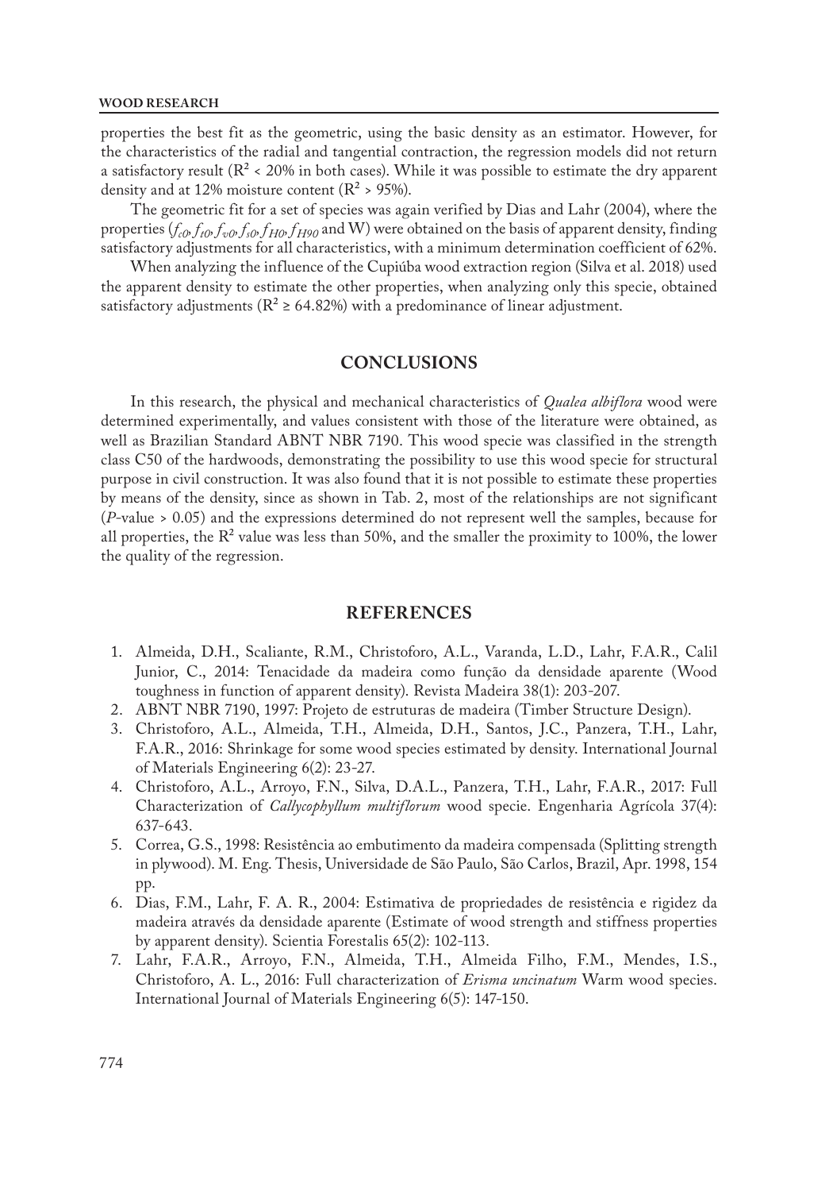properties the best fit as the geometric, using the basic density as an estimator. However, for the characteristics of the radial and tangential contraction, the regression models did not return a satisfactory result ($R^2 < 20\%$ in both cases). While it was possible to estimate the dry apparent density and at 12% moisture content ($R^2 > 95\%$).

The geometric fit for a set of species was again verified by Dias and Lahr (2004), where the properties ($f_{c0}, f_{t0}, f_{v0}, f_{s0}, f_{H0}, f_{H90}$ and W) were obtained on the basis of apparent density, finding satisfactory adjustments for all characteristics, with a minimum determination coefficient of 62%.

When analyzing the influence of the Cupiúba wood extraction region (Silva et al. 2018) used the apparent density to estimate the other properties, when analyzing only this specie, obtained satisfactory adjustments ($R^2 \geq 64.82\%$) with a predominance of linear adjustment.

## CONCLUSIONS

In this research, the physical and mechanical characteristics of *Qualea albiflora* wood were determined experimentally, and values consistent with those of the literature were obtained, as well as Brazilian Standard ABNT NBR 7190. This wood specie was classified in the strength class C50 of the hardwoods, demonstrating the possibility to use this wood specie for structural purpose in civil construction. It was also found that it is not possible to estimate these properties by means of the density, since as shown in Tab. 2, most of the relationships are not significant ($P$-value > 0.05) and the expressions determined do not represent well the samples, because for all properties, the $R^2$ value was less than 50%, and the smaller the proximity to 100%, the lower the quality of the regression.

## REFERENCES

1. Almeida, D.H., Scaliante, R.M., Christoforo, A.L., Varanda, L.D., Lahr, F.A.R., Calil Junior, C., 2014: Tenacidade da madeira como função da densidade aparente (Wood toughness in function of apparent density). Revista Madeira 38(1): 203-207.
2. ABNT NBR 7190, 1997: Projeto de estruturas de madeira (Timber Structure Design).
3. Christoforo, A.L., Almeida, T.H., Almeida, D.H., Santos, J.C., Panzera, T.H., Lahr, F.A.R., 2016: Shrinkage for some wood species estimated by density. International Journal of Materials Engineering 6(2): 23-27.
4. Christoforo, A.L., Arroyo, F.N., Silva, D.A.L., Panzera, T.H., Lahr, F.A.R., 2017: Full Characterization of *Callycophyllum multiflorum* wood specie. Engenharia Agrícola 37(4): 637-643.
5. Correa, G.S., 1998: Resistência ao embutimento da madeira compensada (Splitting strength in plywood). M. Eng. Thesis, Universidade de São Paulo, São Carlos, Brazil, Apr. 1998, 154 pp.
6. Dias, F.M., Lahr, F. A. R., 2004: Estimativa de propriedades de resistência e rigidez da madeira através da densidade aparente (Estimate of wood strength and stiffness properties by apparent density). Scientia Forestalis 65(2): 102-113.
7. Lahr, F.A.R., Arroyo, F.N., Almeida, T.H., Almeida Filho, F.M., Mendes, I.S., Christoforo, A. L., 2016: Full characterization of *Erisma uncinatum* Warm wood species. International Journal of Materials Engineering 6(5): 147-150.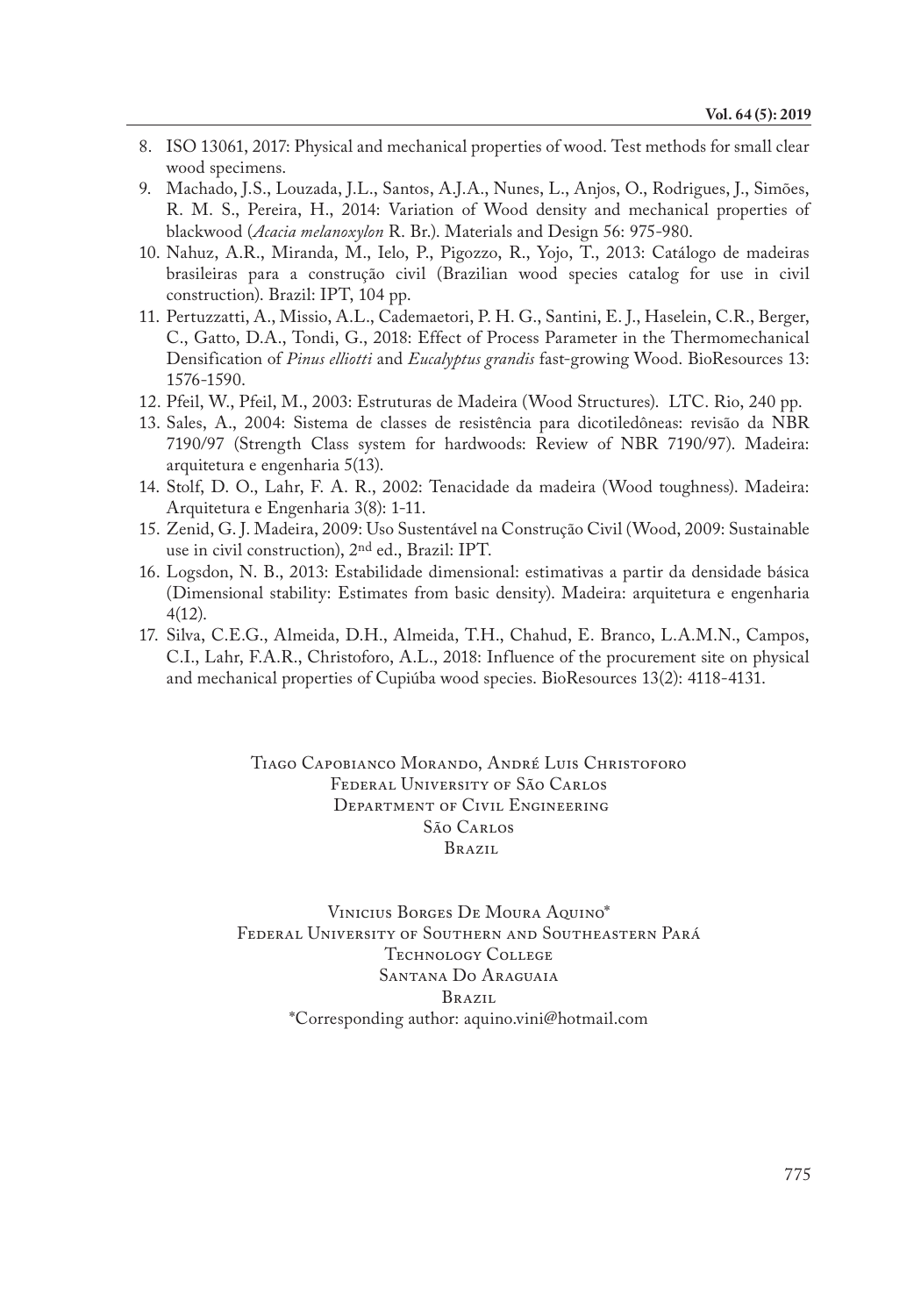8. ISO 13061, 2017: Physical and mechanical properties of wood. Test methods for small clear wood specimens.
9. Machado, J.S., Louzada, J.L., Santos, A.J.A., Nunes, L., Anjos, O., Rodrigues, J., Simões, R. M. S., Pereira, H., 2014: Variation of Wood density and mechanical properties of blackwood (*Acacia melanoxylon* R. Br.). Materials and Design 56: 975-980.
10. Nahuz, A.R., Miranda, M., Ielo, P., Pigozzo, R., Yojo, T., 2013: Catálogo de madeiras brasileiras para a construção civil (Brazilian wood species catalog for use in civil construction). Brazil: IPT, 104 pp.
11. Pertuzzatti, A., Missio, A.L., Cademaetori, P. H. G., Santini, E. J., Haselein, C.R., Berger, C., Gatto, D.A., Tondi, G., 2018: Effect of Process Parameter in the Thermomechanical Densification of *Pinus elliotti* and *Eucalyptus grandis* fast-growing Wood. BioResources 13: 1576-1590.
12. Pfeil, W., Pfeil, M., 2003: Estruturas de Madeira (Wood Structures). LTC. Rio, 240 pp.
13. Sales, A., 2004: Sistema de classes de resistência para dicotiledôneas: revisão da NBR 7190/97 (Strength Class system for hardwoods: Review of NBR 7190/97). Madeira: arquitetura e engenharia 5(13).
14. Stolf, D. O., Lahr, F. A. R., 2002: Tenacidade da madeira (Wood toughness). Madeira: Arquitetura e Engenharia 3(8): 1-11.
15. Zenid, G. J. Madeira, 2009: Uso Sustentável na Construção Civil (Wood, 2009: Sustainable use in civil construction), 2nd ed., Brazil: IPT.
16. Logsdon, N. B., 2013: Estabilidade dimensional: estimativas a partir da densidade básica (Dimensional stability: Estimates from basic density). Madeira: arquitetura e engenharia 4(12).
17. Silva, C.E.G., Almeida, D.H., Almeida, T.H., Chahud, E. Branco, L.A.M.N., Campos, C.I., Lahr, F.A.R., Christoforo, A.L., 2018: Influence of the procurement site on physical and mechanical properties of Cupiúba wood species. BioResources 13(2): 4118-4131.

Tiago Capobianco Morando, André Luis Christoforo
Federal University of São Carlos
Department of Civil Engineering
São Carlos
Brazil

Vinicius Borges De Moura Aquino*
Federal University of Southern and Southeastern Pará
Technology College
Santana Do Araguaia
Brazil
*Corresponding author: aquino.vini@hotmail.com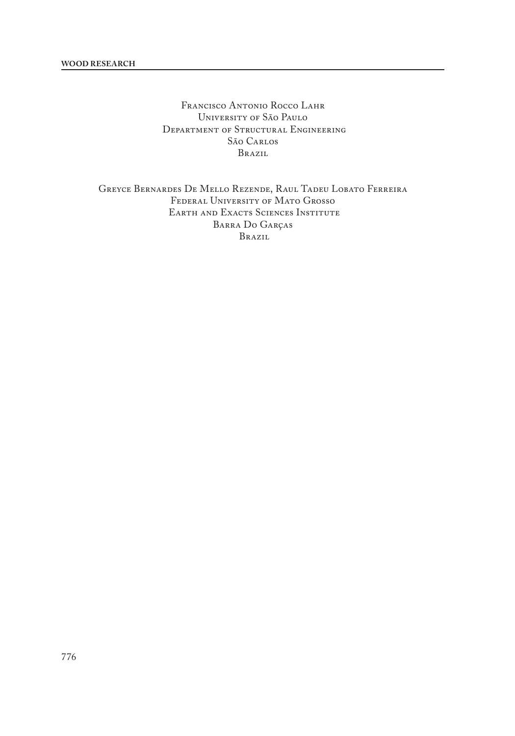Francisco Antonio Rocco Lahr
University of São Paulo
Department of Structural Engineering
São Carlos
Brazil

Greyce Bernardes De Mello Rezende, Raul Tadeu Lobato Ferreira
Federal University of Mato Grosso
Earth and Exacts Sciences Institute
Barra Do Garças
Brazil